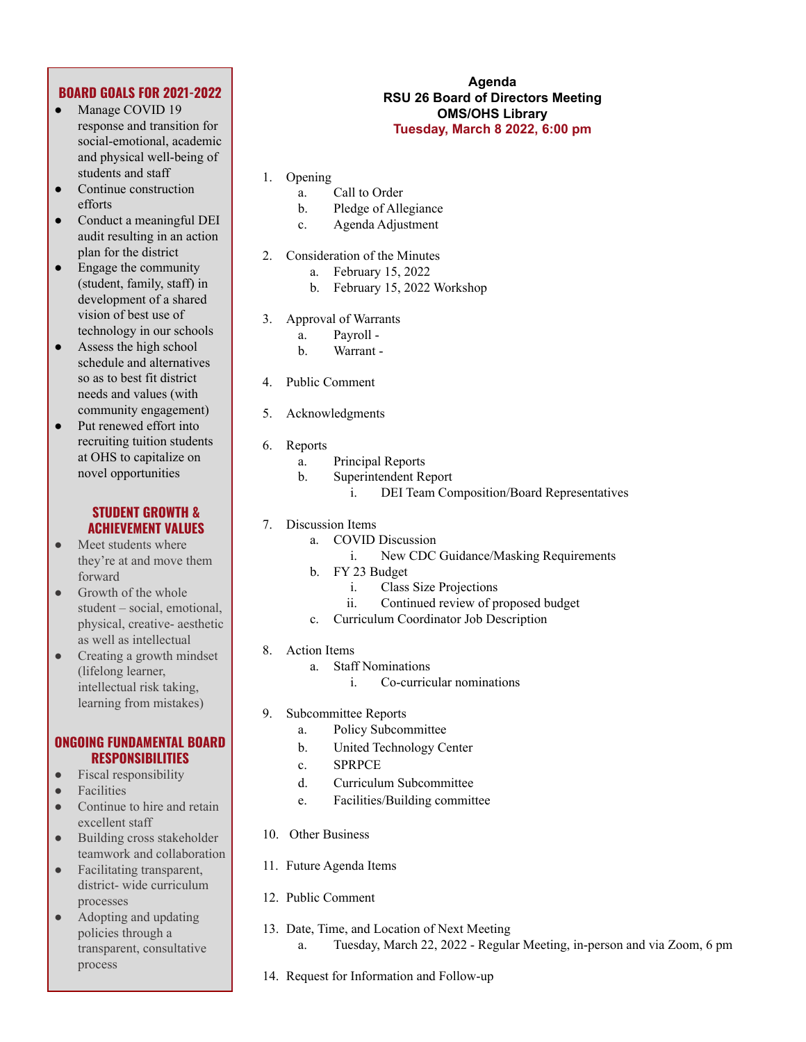**Agenda**
**RSU 26 Board of Directors Meeting**
**OMS/OHS Library**
**Tuesday, March 8 2022, 6:00 pm**

1. Opening
    a. Call to Order
    b. Pledge of Allegiance
    c. Agenda Adjustment
2. Consideration of the Minutes
    a. February 15, 2022
    b. February 15, 2022 Workshop
3. Approval of Warrants
    a. Payroll -
    b. Warrant -
4. Public Comment
5. Acknowledgments
6. Reports
    a. Principal Reports
    b. Superintendent Report
        i. DEI Team Composition/Board Representatives
7. Discussion Items
    a. COVID Discussion
        i. New CDC Guidance/Masking Requirements
    b. FY 23 Budget
        i. Class Size Projections
        ii. Continued review of proposed budget
    c. Curriculum Coordinator Job Description
8. Action Items
    a. Staff Nominations
        i. Co-curricular nominations
9. Subcommittee Reports
    a. Policy Subcommittee
    b. United Technology Center
    c. SPRPCE
    d. Curriculum Subcommittee
    e. Facilities/Building committee
10. Other Business
11. Future Agenda Items
12. Public Comment
13. Date, Time, and Location of Next Meeting
    a. Tuesday, March 22, 2022 - Regular Meeting, in-person and via Zoom, 6 pm
14. Request for Information and Follow-up

## BOARD GOALS FOR 2021-2022

- Manage COVID 19 response and transition for social-emotional, academic and physical well-being of students and staff
- Continue construction efforts
- Conduct a meaningful DEI audit resulting in an action plan for the district
- Engage the community (student, family, staff) in development of a shared vision of best use of technology in our schools
- Assess the high school schedule and alternatives so as to best fit district needs and values (with community engagement)
- Put renewed effort into recruiting tuition students at OHS to capitalize on novel opportunities

## STUDENT GROWTH & ACHIEVEMENT VALUES

- Meet students where they're at and move them forward
- Growth of the whole student – social, emotional, physical, creative- aesthetic as well as intellectual
- Creating a growth mindset (lifelong learner, intellectual risk taking, learning from mistakes)

## ONGOING FUNDAMENTAL BOARD RESPONSIBILITIES

- Fiscal responsibility
- Facilities
- Continue to hire and retain excellent staff
- Building cross stakeholder teamwork and collaboration
- Facilitating transparent, district- wide curriculum processes
- Adopting and updating policies through a transparent, consultative process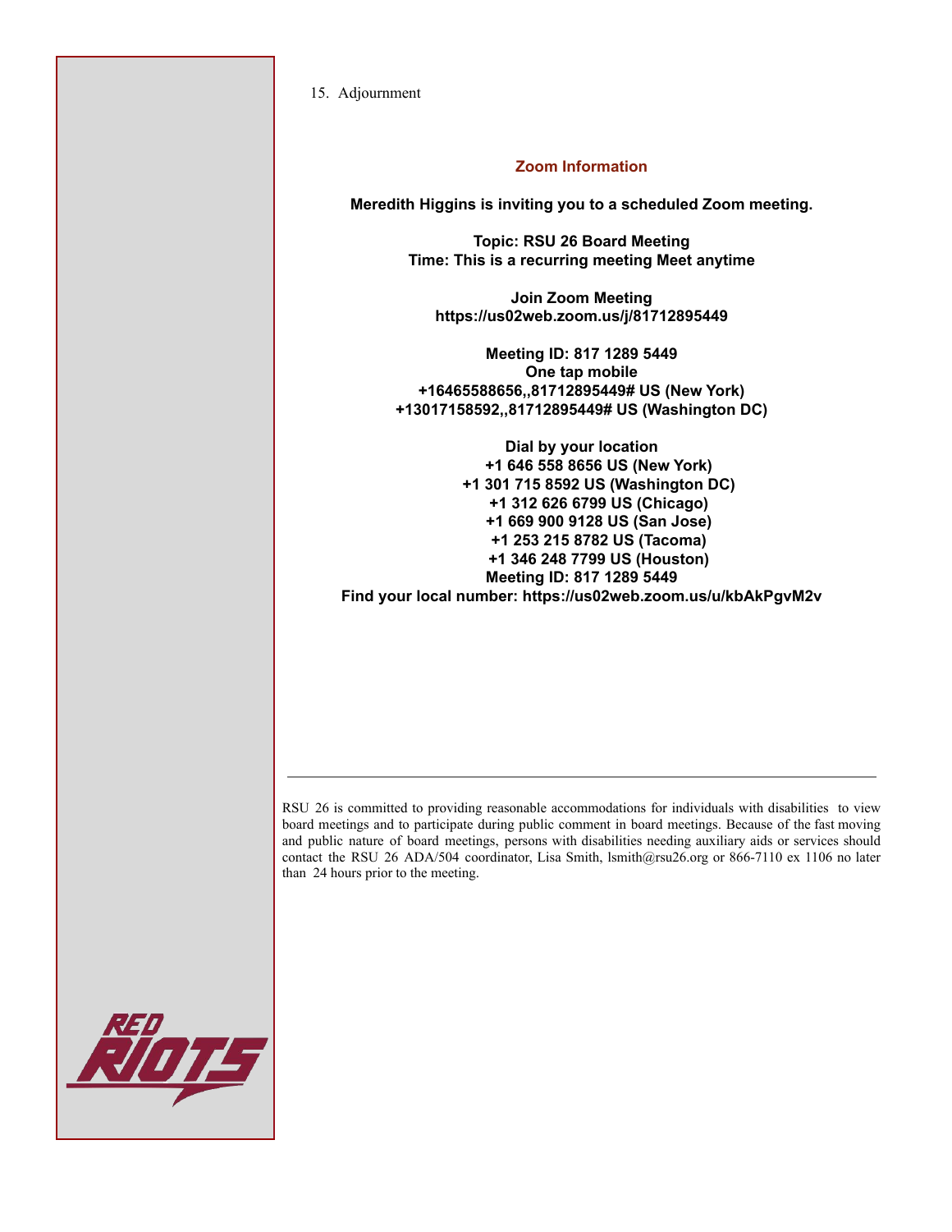15. Adjournment

## Zoom Information

**Meredith Higgins is inviting you to a scheduled Zoom meeting.**

**Topic: RSU 26 Board Meeting**
**Time: This is a recurring meeting Meet anytime**

**Join Zoom Meeting**
**https://us02web.zoom.us/j/81712895449**

**Meeting ID: 817 1289 5449**
**One tap mobile**
**+16465588656,,81712895449# US (New York)**
**+13017158592,,81712895449# US (Washington DC)**

**Dial by your location**
**+1 646 558 8656 US (New York)**
**+1 301 715 8592 US (Washington DC)**
**+1 312 626 6799 US (Chicago)**
**+1 669 900 9128 US (San Jose)**
**+1 253 215 8782 US (Tacoma)**
**+1 346 248 7799 US (Houston)**
**Meeting ID: 817 1289 5449**
**Find your local number: https://us02web.zoom.us/u/kbAkPgvM2v**

---

RSU 26 is committed to providing reasonable accommodations for individuals with disabilities to view board meetings and to participate during public comment in board meetings. Because of the fast moving and public nature of board meetings, persons with disabilities needing auxiliary aids or services should contact the RSU 26 ADA/504 coordinator, Lisa Smith, lsmith@rsu26.org or 866-7110 ex 1106 no later than 24 hours prior to the meeting.

RED RIOTS